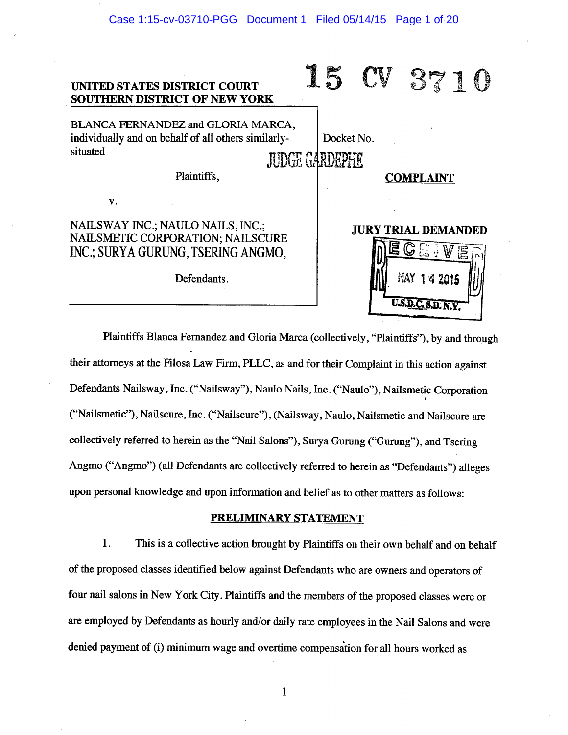15 CV 3710

**UNITED STATES DISTRICT COURT**
**SOUTHERN DISTRICT OF NEW YORK**

BLANCA FERNANDEZ and GLORIA MARCA, individually and on behalf of all others similarly-situated

Plaintiffs,

v.

NAILSWAY INC.; NAULO NAILS, INC.; NAILSMETIC CORPORATION; NAILSCURE INC.; SURYA GURUNG, TSERING ANGMO,

Defendants.

Docket No.

JUDGE GARDEPHE

**COMPLAINT**

**JURY TRIAL DEMANDED**

RECEIVED
MAY 14 2015
U.S.D.C. S.D. N.Y.

Plaintiffs Blanca Fernandez and Gloria Marca (collectively, "Plaintiffs"), by and through their attorneys at the Filosa Law Firm, PLLC, as and for their Complaint in this action against Defendants Nailsway, Inc. ("Nailsway"), Naulo Nails, Inc. ("Naulo"), Nailsmetic Corporation ("Nailsmetic"), Nailscure, Inc. ("Nailscure"), (Nailsway, Naulo, Nailsmetic and Nailscure are collectively referred to herein as the "Nail Salons"), Surya Gurung ("Gurung"), and Tsering Angmo ("Angmo") (all Defendants are collectively referred to herein as "Defendants") alleges upon personal knowledge and upon information and belief as to other matters as follows:

## PRELIMINARY STATEMENT

1. This is a collective action brought by Plaintiffs on their own behalf and on behalf of the proposed classes identified below against Defendants who are owners and operators of four nail salons in New York City. Plaintiffs and the members of the proposed classes were or are employed by Defendants as hourly and/or daily rate employees in the Nail Salons and were denied payment of (i) minimum wage and overtime compensation for all hours worked as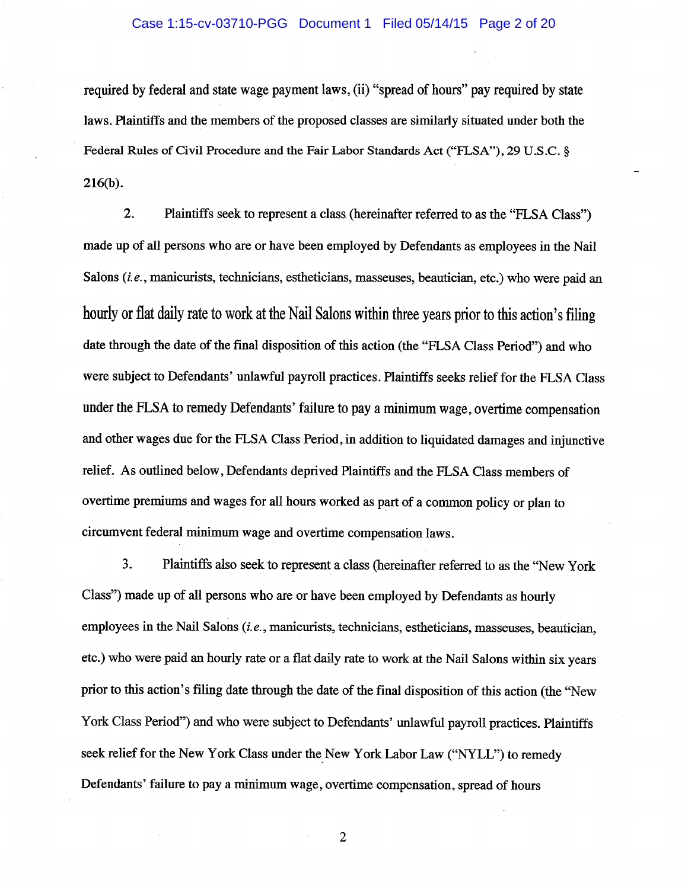required by federal and state wage payment laws, (ii) "spread of hours" pay required by state laws. Plaintiffs and the members of the proposed classes are similarly situated under both the Federal Rules of Civil Procedure and the Fair Labor Standards Act ("FLSA"), 29 U.S.C. § 216(b).

2. Plaintiffs seek to represent a class (hereinafter referred to as the "FLSA Class") made up of all persons who are or have been employed by Defendants as employees in the Nail Salons (*i.e.*, manicurists, technicians, estheticians, masseuses, beautician, etc.) who were paid an hourly or flat daily rate to work at the Nail Salons within three years prior to this action's filing date through the date of the final disposition of this action (the "FLSA Class Period") and who were subject to Defendants' unlawful payroll practices. Plaintiffs seeks relief for the FLSA Class under the FLSA to remedy Defendants' failure to pay a minimum wage, overtime compensation and other wages due for the FLSA Class Period, in addition to liquidated damages and injunctive relief. As outlined below, Defendants deprived Plaintiffs and the FLSA Class members of overtime premiums and wages for all hours worked as part of a common policy or plan to circumvent federal minimum wage and overtime compensation laws.

3. Plaintiffs also seek to represent a class (hereinafter referred to as the "New York Class") made up of all persons who are or have been employed by Defendants as hourly employees in the Nail Salons (*i.e.*, manicurists, technicians, estheticians, masseuses, beautician, etc.) who were paid an hourly rate or a flat daily rate to work at the Nail Salons within six years prior to this action's filing date through the date of the final disposition of this action (the "New York Class Period") and who were subject to Defendants' unlawful payroll practices. Plaintiffs seek relief for the New York Class under the New York Labor Law ("NYLL") to remedy Defendants' failure to pay a minimum wage, overtime compensation, spread of hours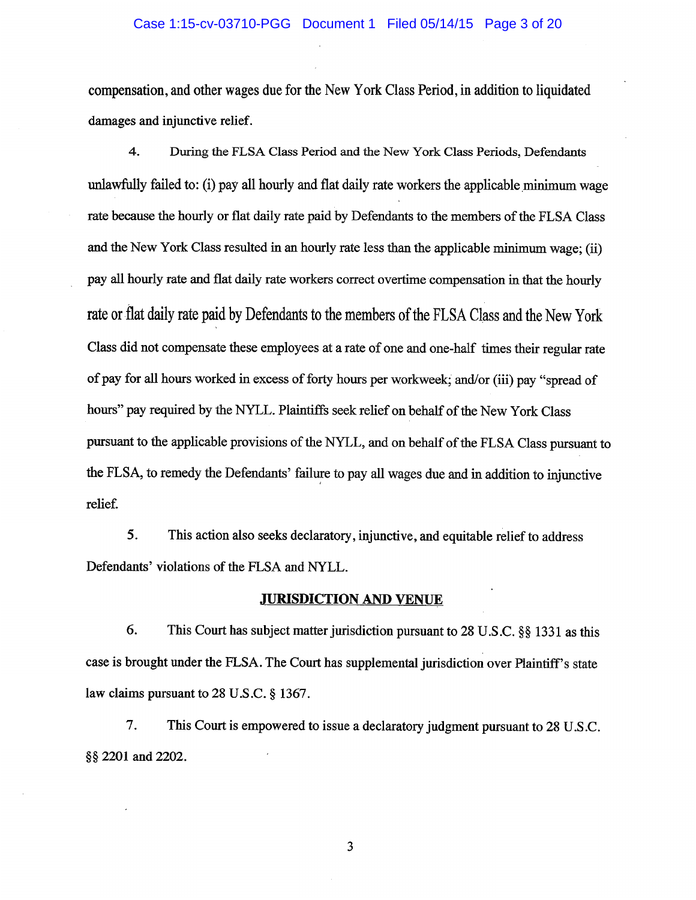compensation, and other wages due for the New York Class Period, in addition to liquidated damages and injunctive relief.

4. During the FLSA Class Period and the New York Class Periods, Defendants unlawfully failed to: (i) pay all hourly and flat daily rate workers the applicable minimum wage rate because the hourly or flat daily rate paid by Defendants to the members of the FLSA Class and the New York Class resulted in an hourly rate less than the applicable minimum wage; (ii) pay all hourly rate and flat daily rate workers correct overtime compensation in that the hourly rate or flat daily rate paid by Defendants to the members of the FLSA Class and the New York Class did not compensate these employees at a rate of one and one-half times their regular rate of pay for all hours worked in excess of forty hours per workweek; and/or (iii) pay "spread of hours" pay required by the NYLL. Plaintiffs seek relief on behalf of the New York Class pursuant to the applicable provisions of the NYLL, and on behalf of the FLSA Class pursuant to the FLSA, to remedy the Defendants' failure to pay all wages due and in addition to injunctive relief.

5. This action also seeks declaratory, injunctive, and equitable relief to address Defendants' violations of the FLSA and NYLL.

## JURISDICTION AND VENUE

6. This Court has subject matter jurisdiction pursuant to 28 U.S.C. §§ 1331 as this case is brought under the FLSA. The Court has supplemental jurisdiction over Plaintiff's state law claims pursuant to 28 U.S.C. § 1367.

7. This Court is empowered to issue a declaratory judgment pursuant to 28 U.S.C. §§ 2201 and 2202.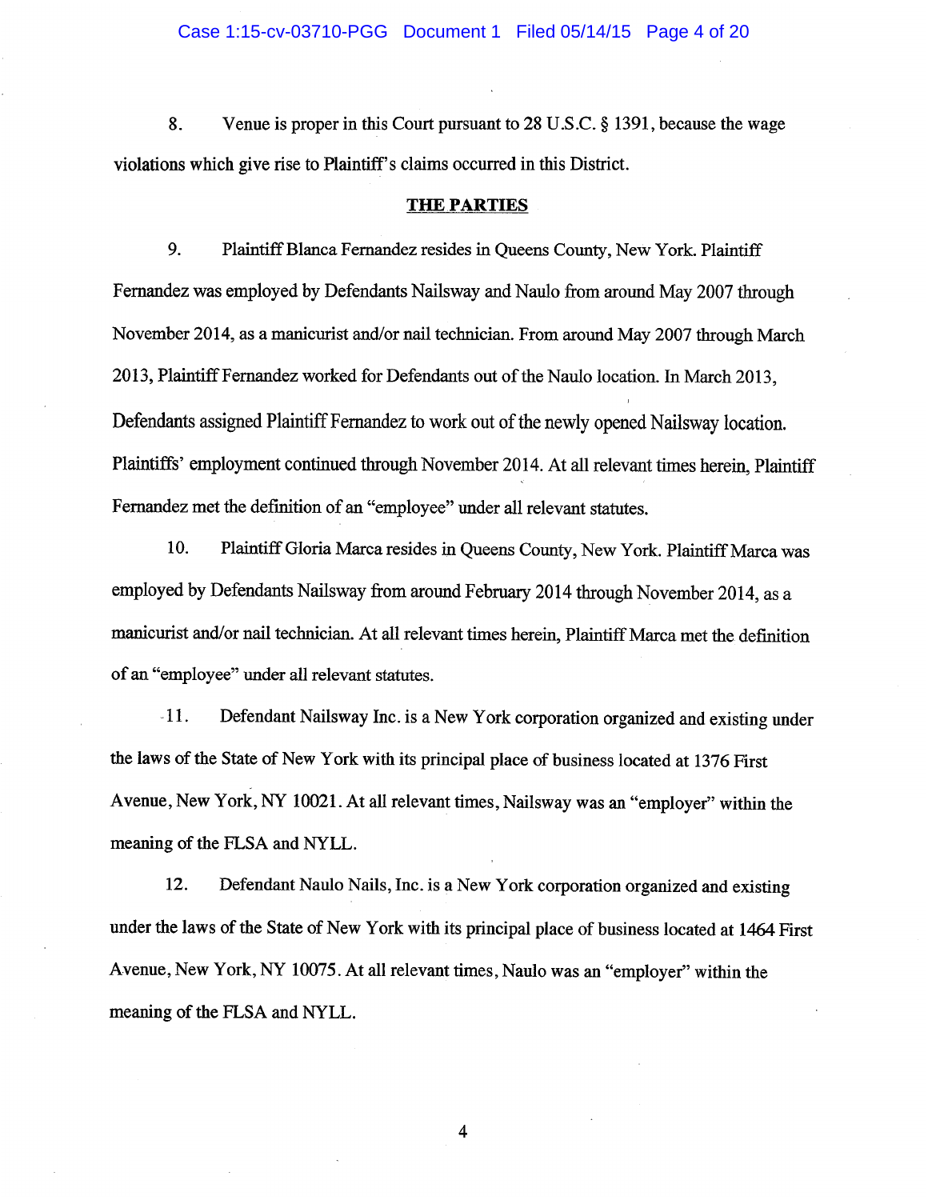8. Venue is proper in this Court pursuant to 28 U.S.C. § 1391, because the wage violations which give rise to Plaintiff's claims occurred in this District.

**THE PARTIES**

9. Plaintiff Blanca Fernandez resides in Queens County, New York. Plaintiff Fernandez was employed by Defendants Nailsway and Naulo from around May 2007 through November 2014, as a manicurist and/or nail technician. From around May 2007 through March 2013, Plaintiff Fernandez worked for Defendants out of the Naulo location. In March 2013, Defendants assigned Plaintiff Fernandez to work out of the newly opened Nailsway location. Plaintiffs' employment continued through November 2014. At all relevant times herein, Plaintiff Fernandez met the definition of an "employee" under all relevant statutes.

10. Plaintiff Gloria Marca resides in Queens County, New York. Plaintiff Marca was employed by Defendants Nailsway from around February 2014 through November 2014, as a manicurist and/or nail technician. At all relevant times herein, Plaintiff Marca met the definition of an "employee" under all relevant statutes.

11. Defendant Nailsway Inc. is a New York corporation organized and existing under the laws of the State of New York with its principal place of business located at 1376 First Avenue, New York, NY 10021. At all relevant times, Nailsway was an "employer" within the meaning of the FLSA and NYLL.

12. Defendant Naulo Nails, Inc. is a New York corporation organized and existing under the laws of the State of New York with its principal place of business located at 1464 First Avenue, New York, NY 10075. At all relevant times, Naulo was an "employer" within the meaning of the FLSA and NYLL.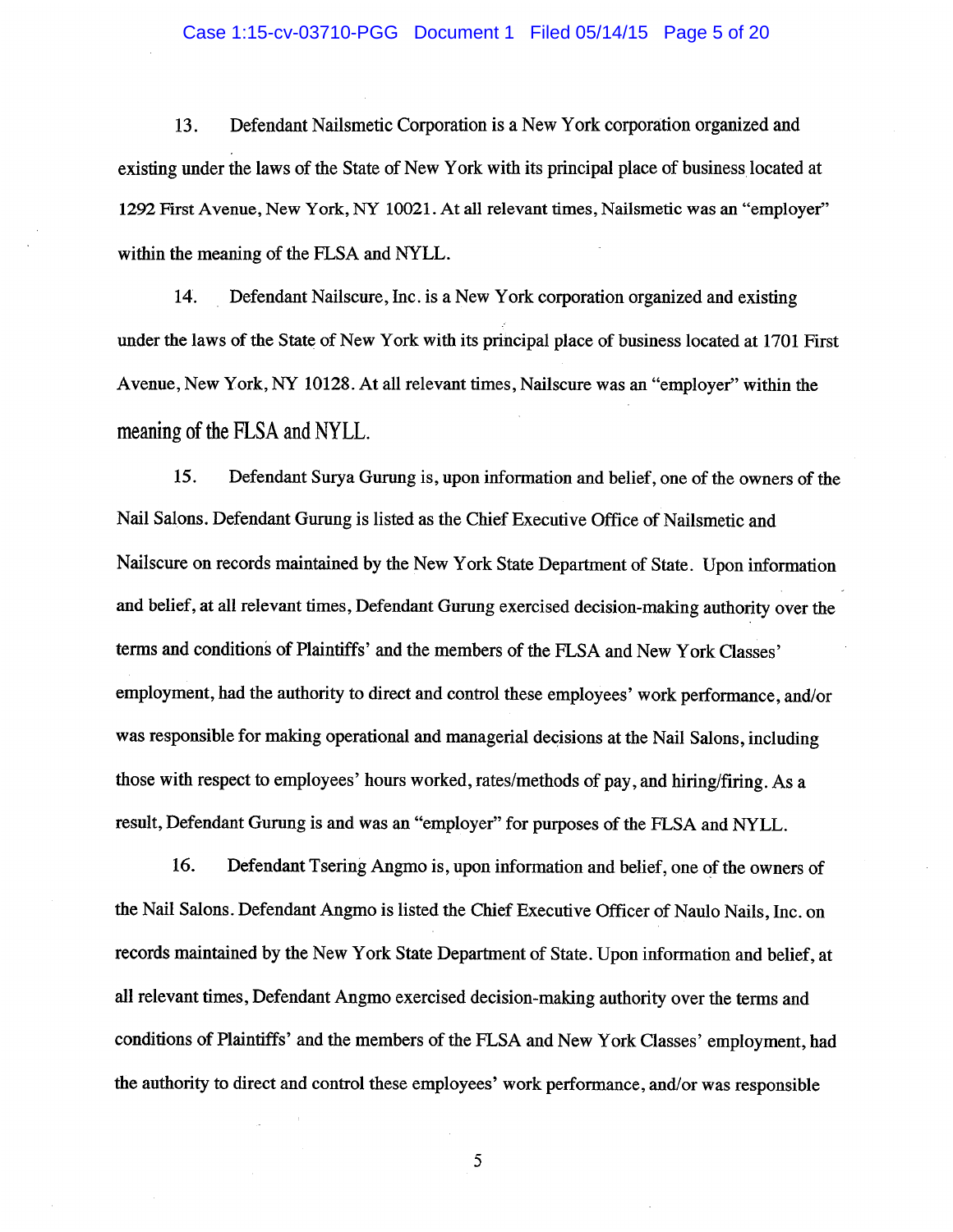13. Defendant Nailsmetic Corporation is a New York corporation organized and existing under the laws of the State of New York with its principal place of business located at 1292 First Avenue, New York, NY 10021. At all relevant times, Nailsmetic was an "employer" within the meaning of the FLSA and NYLL.

14. Defendant Nailscure, Inc. is a New York corporation organized and existing under the laws of the State of New York with its principal place of business located at 1701 First Avenue, New York, NY 10128. At all relevant times, Nailscure was an "employer" within the meaning of the FLSA and NYLL.

15. Defendant Surya Gurung is, upon information and belief, one of the owners of the Nail Salons. Defendant Gurung is listed as the Chief Executive Office of Nailsmetic and Nailscure on records maintained by the New York State Department of State. Upon information and belief, at all relevant times, Defendant Gurung exercised decision-making authority over the terms and conditions of Plaintiffs' and the members of the FLSA and New York Classes' employment, had the authority to direct and control these employees' work performance, and/or was responsible for making operational and managerial decisions at the Nail Salons, including those with respect to employees' hours worked, rates/methods of pay, and hiring/firing. As a result, Defendant Gurung is and was an "employer" for purposes of the FLSA and NYLL.

16. Defendant Tsering Angmo is, upon information and belief, one of the owners of the Nail Salons. Defendant Angmo is listed the Chief Executive Officer of Naulo Nails, Inc. on records maintained by the New York State Department of State. Upon information and belief, at all relevant times, Defendant Angmo exercised decision-making authority over the terms and conditions of Plaintiffs' and the members of the FLSA and New York Classes' employment, had the authority to direct and control these employees' work performance, and/or was responsible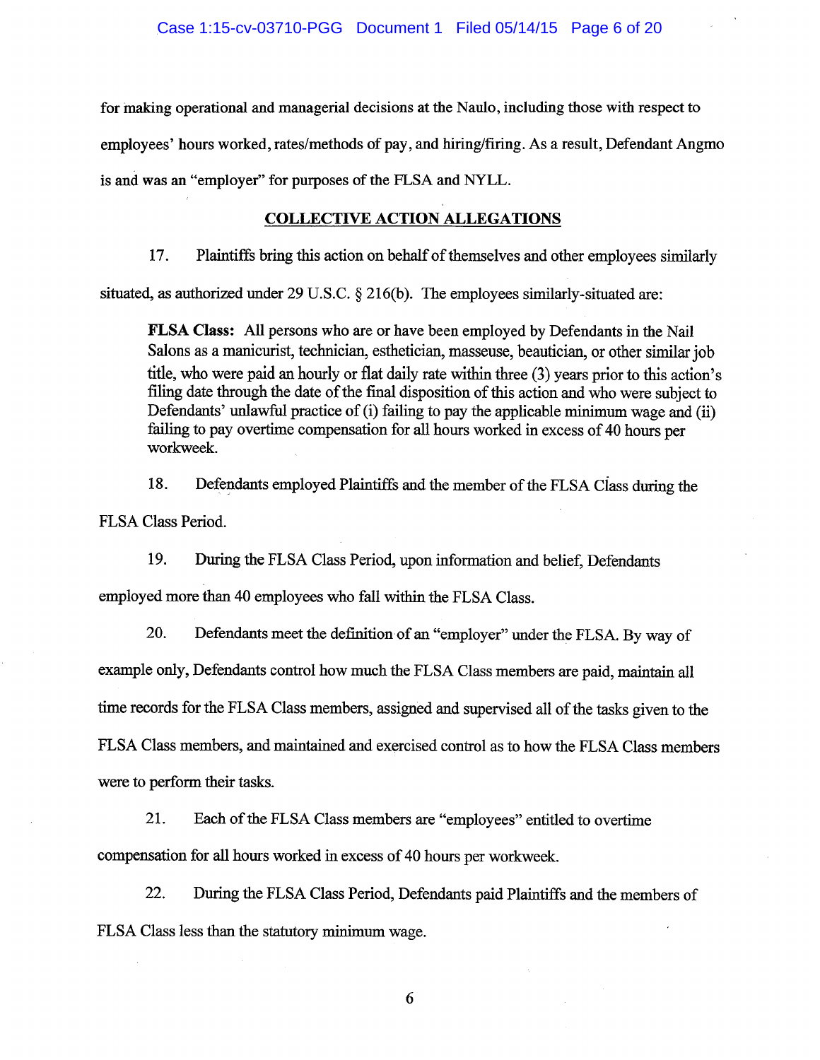for making operational and managerial decisions at the Naulo, including those with respect to employees' hours worked, rates/methods of pay, and hiring/firing. As a result, Defendant Angmo is and was an "employer" for purposes of the FLSA and NYLL.

## COLLECTIVE ACTION ALLEGATIONS

17. Plaintiffs bring this action on behalf of themselves and other employees similarly situated, as authorized under 29 U.S.C. § 216(b). The employees similarly-situated are:

> **FLSA Class:** All persons who are or have been employed by Defendants in the Nail Salons as a manicurist, technician, esthetician, masseuse, beautician, or other similar job title, who were paid an hourly or flat daily rate within three (3) years prior to this action's filing date through the date of the final disposition of this action and who were subject to Defendants' unlawful practice of (i) failing to pay the applicable minimum wage and (ii) failing to pay overtime compensation for all hours worked in excess of 40 hours per workweek.

18. Defendants employed Plaintiffs and the member of the FLSA Class during the FLSA Class Period.

19. During the FLSA Class Period, upon information and belief, Defendants employed more than 40 employees who fall within the FLSA Class.

20. Defendants meet the definition of an "employer" under the FLSA. By way of example only, Defendants control how much the FLSA Class members are paid, maintain all time records for the FLSA Class members, assigned and supervised all of the tasks given to the FLSA Class members, and maintained and exercised control as to how the FLSA Class members were to perform their tasks.

21. Each of the FLSA Class members are "employees" entitled to overtime compensation for all hours worked in excess of 40 hours per workweek.

22. During the FLSA Class Period, Defendants paid Plaintiffs and the members of FLSA Class less than the statutory minimum wage.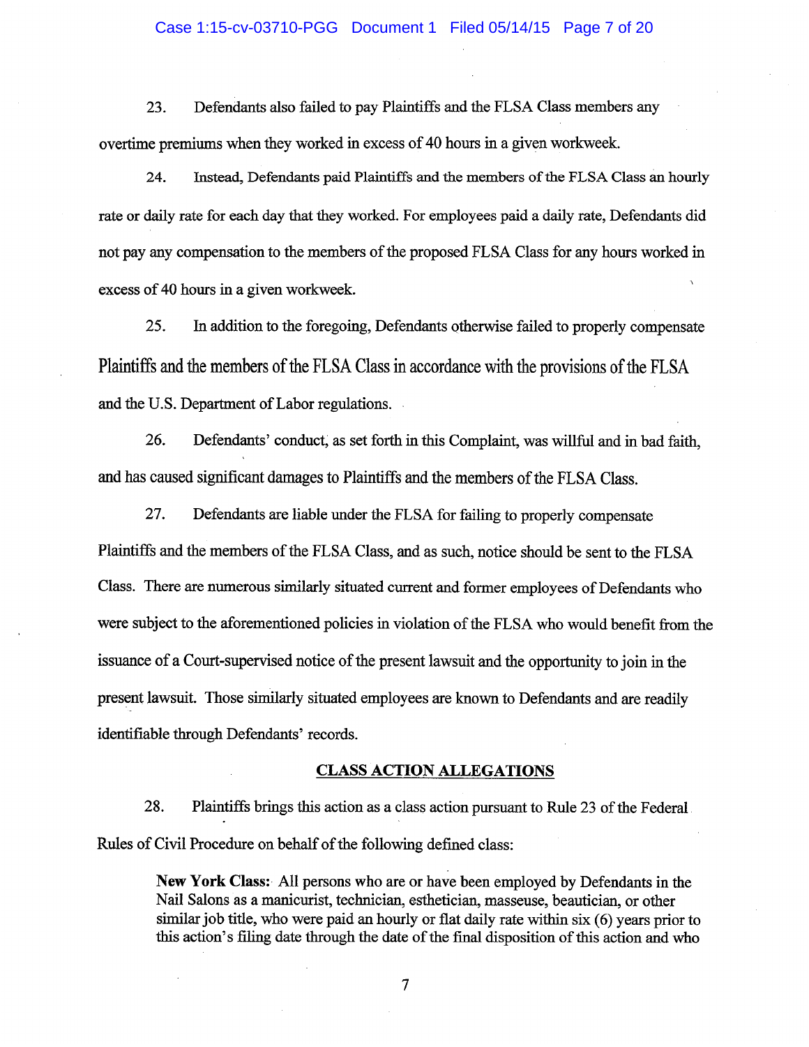23. Defendants also failed to pay Plaintiffs and the FLSA Class members any overtime premiums when they worked in excess of 40 hours in a given workweek.

24. Instead, Defendants paid Plaintiffs and the members of the FLSA Class an hourly rate or daily rate for each day that they worked. For employees paid a daily rate, Defendants did not pay any compensation to the members of the proposed FLSA Class for any hours worked in excess of 40 hours in a given workweek.

25. In addition to the foregoing, Defendants otherwise failed to properly compensate Plaintiffs and the members of the FLSA Class in accordance with the provisions of the FLSA and the U.S. Department of Labor regulations.

26. Defendants' conduct, as set forth in this Complaint, was willful and in bad faith, and has caused significant damages to Plaintiffs and the members of the FLSA Class.

27. Defendants are liable under the FLSA for failing to properly compensate Plaintiffs and the members of the FLSA Class, and as such, notice should be sent to the FLSA Class. There are numerous similarly situated current and former employees of Defendants who were subject to the aforementioned policies in violation of the FLSA who would benefit from the issuance of a Court-supervised notice of the present lawsuit and the opportunity to join in the present lawsuit. Those similarly situated employees are known to Defendants and are readily identifiable through Defendants' records.

## CLASS ACTION ALLEGATIONS

28. Plaintiffs brings this action as a class action pursuant to Rule 23 of the Federal Rules of Civil Procedure on behalf of the following defined class:

> **New York Class:** All persons who are or have been employed by Defendants in the Nail Salons as a manicurist, technician, esthetician, masseuse, beautician, or other similar job title, who were paid an hourly or flat daily rate within six (6) years prior to this action's filing date through the date of the final disposition of this action and who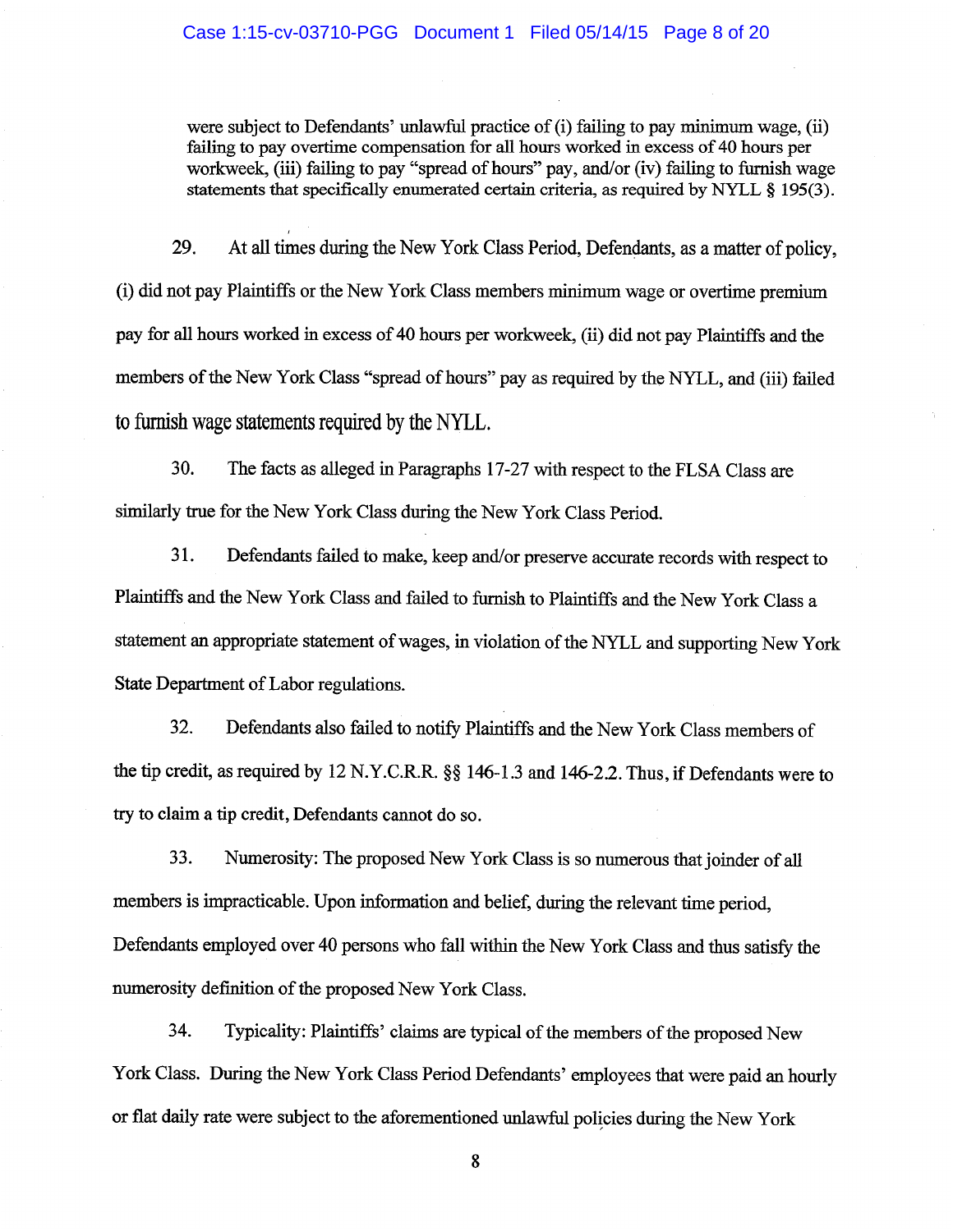were subject to Defendants' unlawful practice of (i) failing to pay minimum wage, (ii) failing to pay overtime compensation for all hours worked in excess of 40 hours per workweek, (iii) failing to pay "spread of hours" pay, and/or (iv) failing to furnish wage statements that specifically enumerated certain criteria, as required by NYLL § 195(3).

29. At all times during the New York Class Period, Defendants, as a matter of policy, (i) did not pay Plaintiffs or the New York Class members minimum wage or overtime premium pay for all hours worked in excess of 40 hours per workweek, (ii) did not pay Plaintiffs and the members of the New York Class "spread of hours" pay as required by the NYLL, and (iii) failed to furnish wage statements required by the NYLL.

30. The facts as alleged in Paragraphs 17-27 with respect to the FLSA Class are similarly true for the New York Class during the New York Class Period.

31. Defendants failed to make, keep and/or preserve accurate records with respect to Plaintiffs and the New York Class and failed to furnish to Plaintiffs and the New York Class a statement an appropriate statement of wages, in violation of the NYLL and supporting New York State Department of Labor regulations.

32. Defendants also failed to notify Plaintiffs and the New York Class members of the tip credit, as required by 12 N.Y.C.R.R. §§ 146-1.3 and 146-2.2. Thus, if Defendants were to try to claim a tip credit, Defendants cannot do so.

33. Numerosity: The proposed New York Class is so numerous that joinder of all members is impracticable. Upon information and belief, during the relevant time period, Defendants employed over 40 persons who fall within the New York Class and thus satisfy the numerosity definition of the proposed New York Class.

34. Typicality: Plaintiffs' claims are typical of the members of the proposed New York Class. During the New York Class Period Defendants' employees that were paid an hourly or flat daily rate were subject to the aforementioned unlawful policies during the New York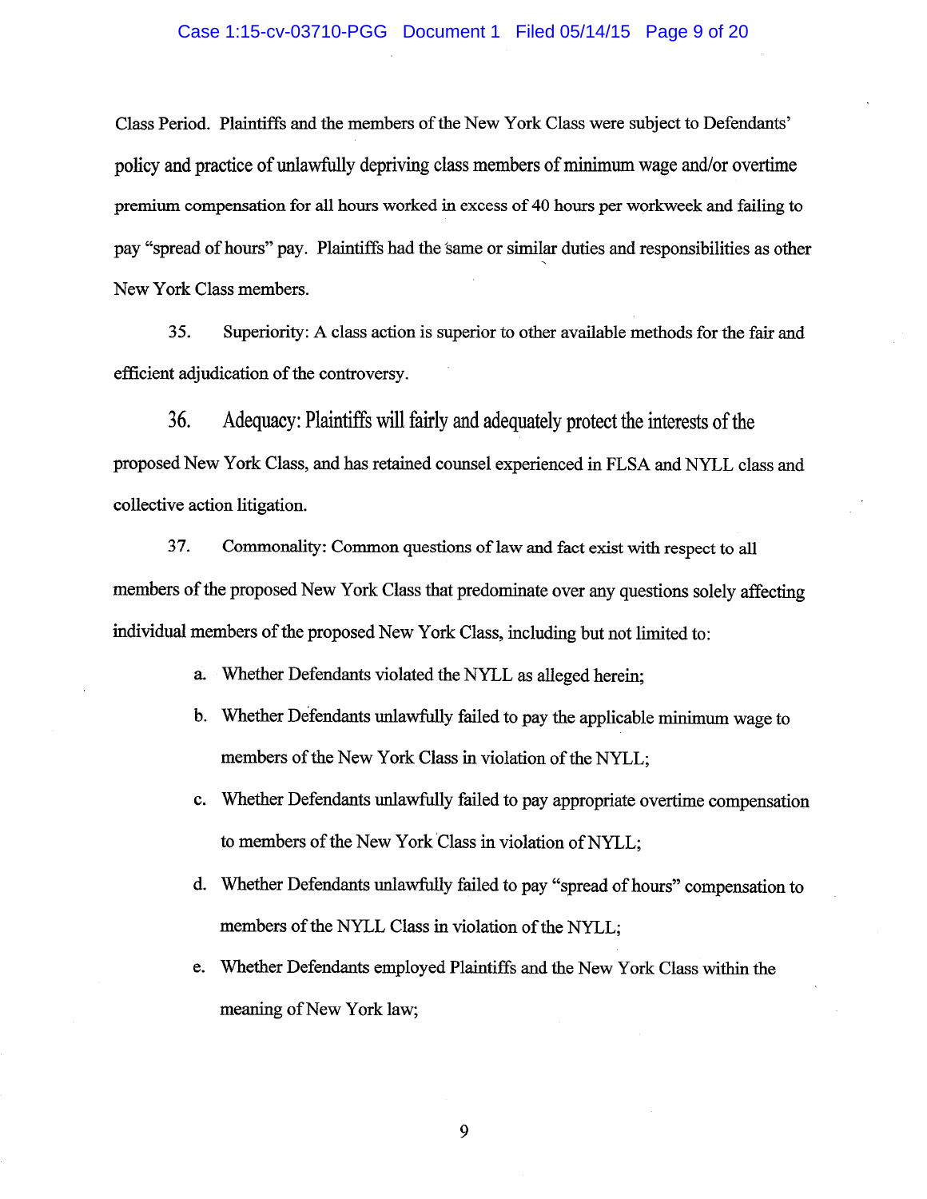Class Period. Plaintiffs and the members of the New York Class were subject to Defendants' policy and practice of unlawfully depriving class members of minimum wage and/or overtime premium compensation for all hours worked in excess of 40 hours per workweek and failing to pay "spread of hours" pay. Plaintiffs had the same or similar duties and responsibilities as other New York Class members.

35. Superiority: A class action is superior to other available methods for the fair and efficient adjudication of the controversy.

36. Adequacy: Plaintiffs will fairly and adequately protect the interests of the proposed New York Class, and has retained counsel experienced in FLSA and NYLL class and collective action litigation.

37. Commonality: Common questions of law and fact exist with respect to all members of the proposed New York Class that predominate over any questions solely affecting individual members of the proposed New York Class, including but not limited to:

a. Whether Defendants violated the NYLL as alleged herein;

b. Whether Defendants unlawfully failed to pay the applicable minimum wage to members of the New York Class in violation of the NYLL;

c. Whether Defendants unlawfully failed to pay appropriate overtime compensation to members of the New York Class in violation of NYLL;

d. Whether Defendants unlawfully failed to pay "spread of hours" compensation to members of the NYLL Class in violation of the NYLL;

e. Whether Defendants employed Plaintiffs and the New York Class within the meaning of New York law;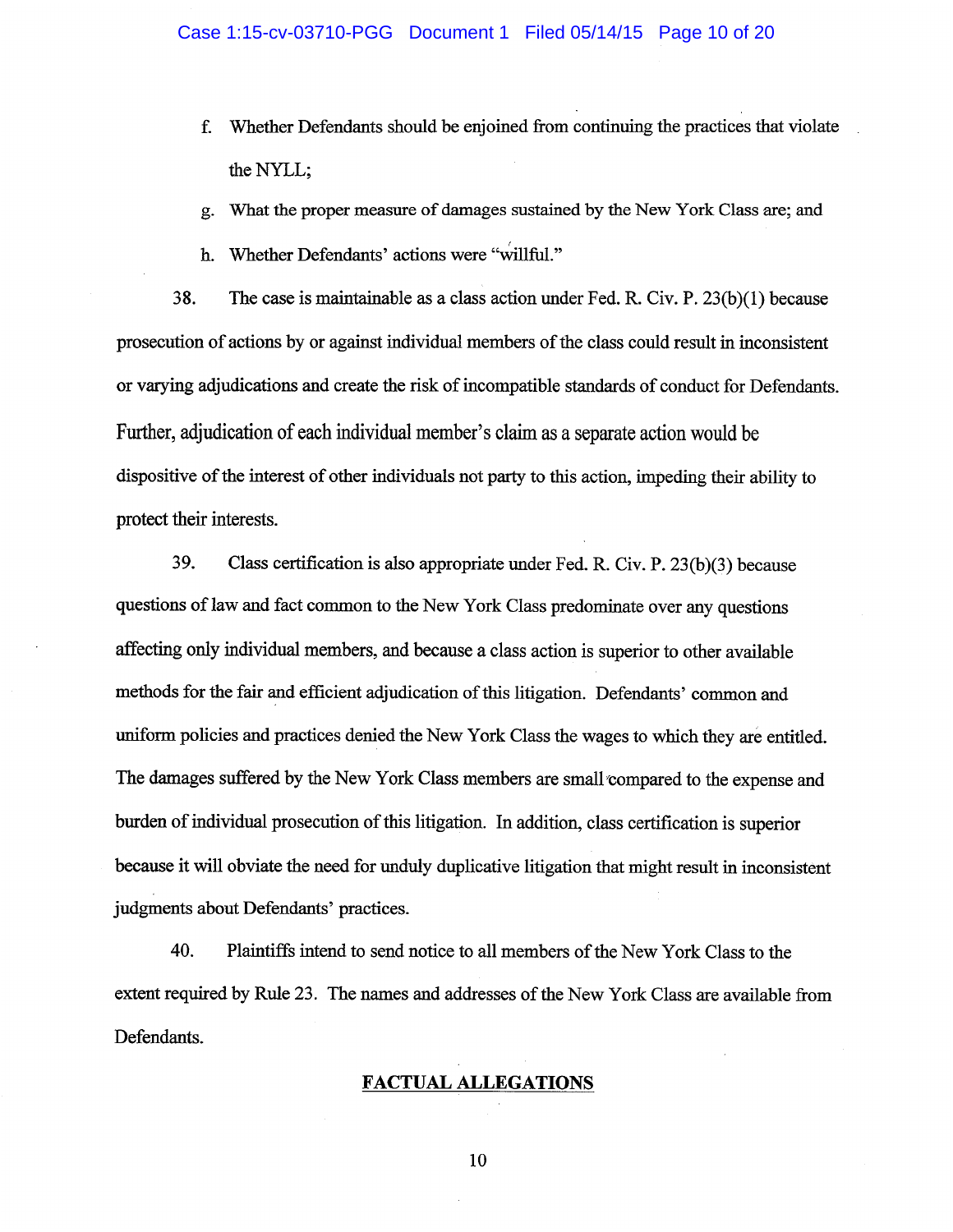f. Whether Defendants should be enjoined from continuing the practices that violate the NYLL;

g. What the proper measure of damages sustained by the New York Class are; and

h. Whether Defendants' actions were "willful."

38. The case is maintainable as a class action under Fed. R. Civ. P. 23(b)(1) because prosecution of actions by or against individual members of the class could result in inconsistent or varying adjudications and create the risk of incompatible standards of conduct for Defendants. Further, adjudication of each individual member's claim as a separate action would be dispositive of the interest of other individuals not party to this action, impeding their ability to protect their interests.

39. Class certification is also appropriate under Fed. R. Civ. P. 23(b)(3) because questions of law and fact common to the New York Class predominate over any questions affecting only individual members, and because a class action is superior to other available methods for the fair and efficient adjudication of this litigation. Defendants' common and uniform policies and practices denied the New York Class the wages to which they are entitled. The damages suffered by the New York Class members are small compared to the expense and burden of individual prosecution of this litigation. In addition, class certification is superior because it will obviate the need for unduly duplicative litigation that might result in inconsistent judgments about Defendants' practices.

40. Plaintiffs intend to send notice to all members of the New York Class to the extent required by Rule 23. The names and addresses of the New York Class are available from Defendants.

## FACTUAL ALLEGATIONS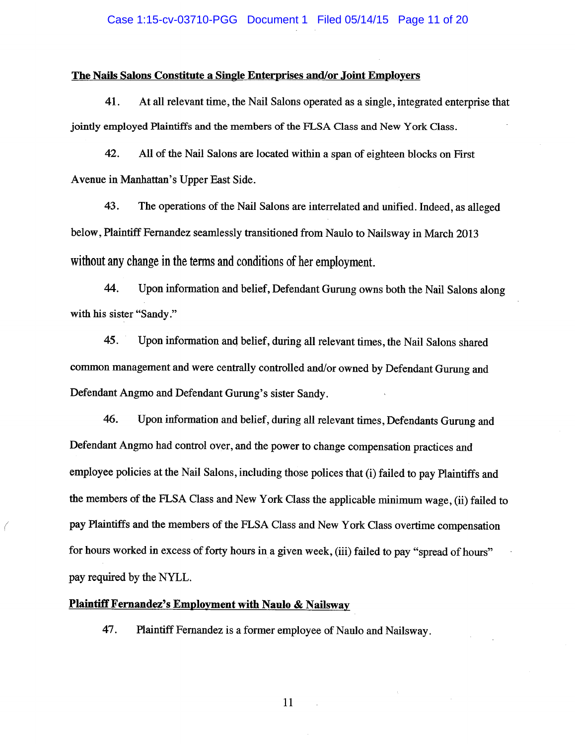**The Nails Salons Constitute a Single Enterprises and/or Joint Employers**

41. At all relevant time, the Nail Salons operated as a single, integrated enterprise that jointly employed Plaintiffs and the members of the FLSA Class and New York Class.

42. All of the Nail Salons are located within a span of eighteen blocks on First Avenue in Manhattan's Upper East Side.

43. The operations of the Nail Salons are interrelated and unified. Indeed, as alleged below, Plaintiff Fernandez seamlessly transitioned from Naulo to Nailsway in March 2013 without any change in the terms and conditions of her employment.

44. Upon information and belief, Defendant Gurung owns both the Nail Salons along with his sister "Sandy."

45. Upon information and belief, during all relevant times, the Nail Salons shared common management and were centrally controlled and/or owned by Defendant Gurung and Defendant Angmo and Defendant Gurung's sister Sandy.

46. Upon information and belief, during all relevant times, Defendants Gurung and Defendant Angmo had control over, and the power to change compensation practices and employee policies at the Nail Salons, including those polices that (i) failed to pay Plaintiffs and the members of the FLSA Class and New York Class the applicable minimum wage, (ii) failed to pay Plaintiffs and the members of the FLSA Class and New York Class overtime compensation for hours worked in excess of forty hours in a given week, (iii) failed to pay "spread of hours" pay required by the NYLL.

**Plaintiff Fernandez's Employment with Naulo & Nailsway**

47. Plaintiff Fernandez is a former employee of Naulo and Nailsway.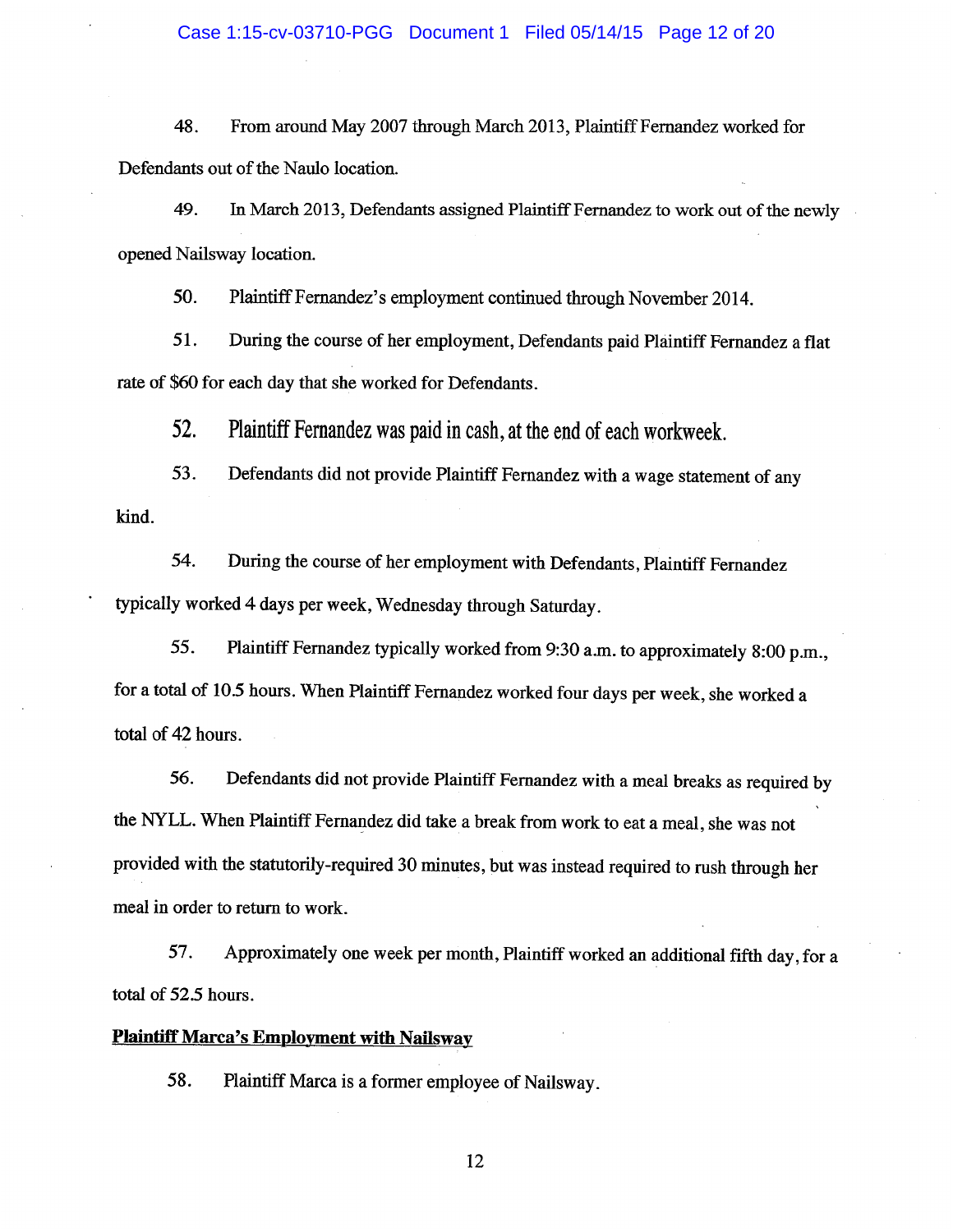48. From around May 2007 through March 2013, Plaintiff Fernandez worked for Defendants out of the Naulo location.

49. In March 2013, Defendants assigned Plaintiff Fernandez to work out of the newly opened Nailsway location.

50. Plaintiff Fernandez's employment continued through November 2014.

51. During the course of her employment, Defendants paid Plaintiff Fernandez a flat rate of $60 for each day that she worked for Defendants.

52. Plaintiff Fernandez was paid in cash, at the end of each workweek.

53. Defendants did not provide Plaintiff Fernandez with a wage statement of any kind.

54. During the course of her employment with Defendants, Plaintiff Fernandez typically worked 4 days per week, Wednesday through Saturday.

55. Plaintiff Fernandez typically worked from 9:30 a.m. to approximately 8:00 p.m., for a total of 10.5 hours. When Plaintiff Fernandez worked four days per week, she worked a total of 42 hours.

56. Defendants did not provide Plaintiff Fernandez with a meal breaks as required by the NYLL. When Plaintiff Fernandez did take a break from work to eat a meal, she was not provided with the statutorily-required 30 minutes, but was instead required to rush through her meal in order to return to work.

57. Approximately one week per month, Plaintiff worked an additional fifth day, for a total of 52.5 hours.

**Plaintiff Marca's Employment with Nailsway**

58. Plaintiff Marca is a former employee of Nailsway.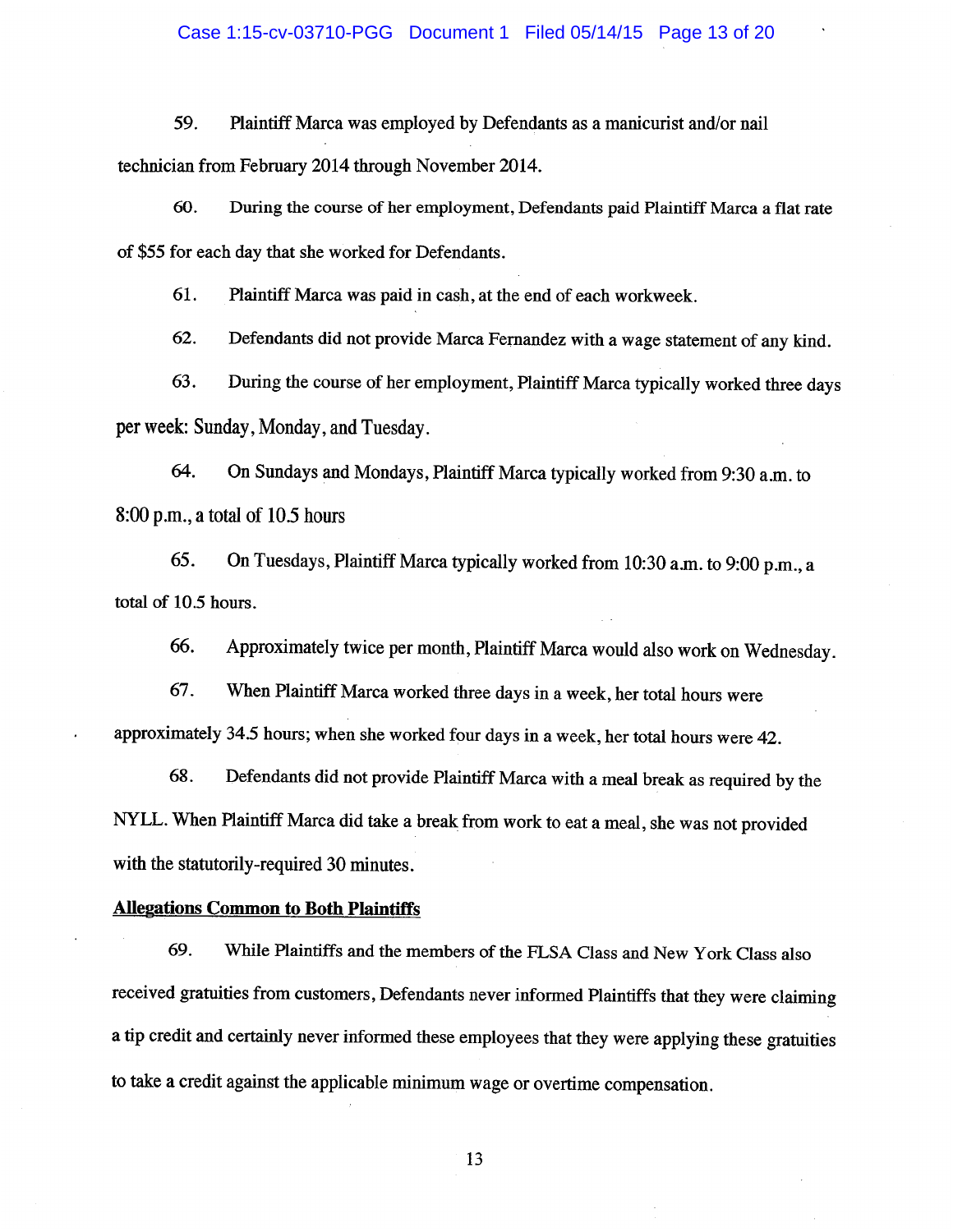59. Plaintiff Marca was employed by Defendants as a manicurist and/or nail technician from February 2014 through November 2014.

60. During the course of her employment, Defendants paid Plaintiff Marca a flat rate of $55 for each day that she worked for Defendants.

61. Plaintiff Marca was paid in cash, at the end of each workweek.

62. Defendants did not provide Marca Fernandez with a wage statement of any kind.

63. During the course of her employment, Plaintiff Marca typically worked three days per week: Sunday, Monday, and Tuesday.

64. On Sundays and Mondays, Plaintiff Marca typically worked from 9:30 a.m. to 8:00 p.m., a total of 10.5 hours

65. On Tuesdays, Plaintiff Marca typically worked from 10:30 a.m. to 9:00 p.m., a total of 10.5 hours.

66. Approximately twice per month, Plaintiff Marca would also work on Wednesday.

67. When Plaintiff Marca worked three days in a week, her total hours were approximately 34.5 hours; when she worked four days in a week, her total hours were 42.

68. Defendants did not provide Plaintiff Marca with a meal break as required by the NYLL. When Plaintiff Marca did take a break from work to eat a meal, she was not provided with the statutorily-required 30 minutes.

**Allegations Common to Both Plaintiffs**

69. While Plaintiffs and the members of the FLSA Class and New York Class also received gratuities from customers, Defendants never informed Plaintiffs that they were claiming a tip credit and certainly never informed these employees that they were applying these gratuities to take a credit against the applicable minimum wage or overtime compensation.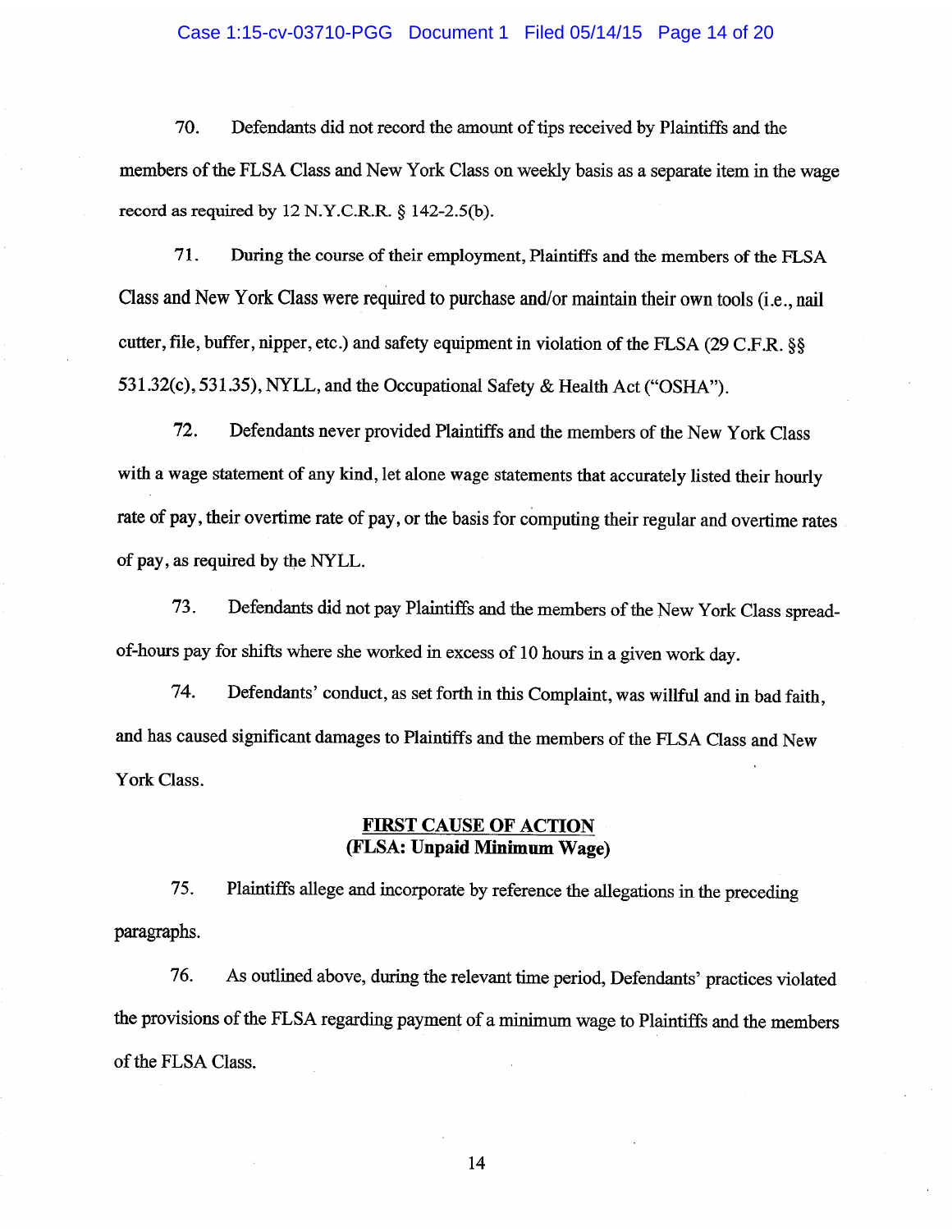70. Defendants did not record the amount of tips received by Plaintiffs and the members of the FLSA Class and New York Class on weekly basis as a separate item in the wage record as required by 12 N.Y.C.R.R. § 142-2.5(b).

71. During the course of their employment, Plaintiffs and the members of the FLSA Class and New York Class were required to purchase and/or maintain their own tools (i.e., nail cutter, file, buffer, nipper, etc.) and safety equipment in violation of the FLSA (29 C.F.R. §§ 531.32(c), 531.35), NYLL, and the Occupational Safety & Health Act ("OSHA").

72. Defendants never provided Plaintiffs and the members of the New York Class with a wage statement of any kind, let alone wage statements that accurately listed their hourly rate of pay, their overtime rate of pay, or the basis for computing their regular and overtime rates of pay, as required by the NYLL.

73. Defendants did not pay Plaintiffs and the members of the New York Class spread-of-hours pay for shifts where she worked in excess of 10 hours in a given work day.

74. Defendants' conduct, as set forth in this Complaint, was willful and in bad faith, and has caused significant damages to Plaintiffs and the members of the FLSA Class and New York Class.

## FIRST CAUSE OF ACTION
## (FLSA: Unpaid Minimum Wage)

75. Plaintiffs allege and incorporate by reference the allegations in the preceding paragraphs.

76. As outlined above, during the relevant time period, Defendants' practices violated the provisions of the FLSA regarding payment of a minimum wage to Plaintiffs and the members of the FLSA Class.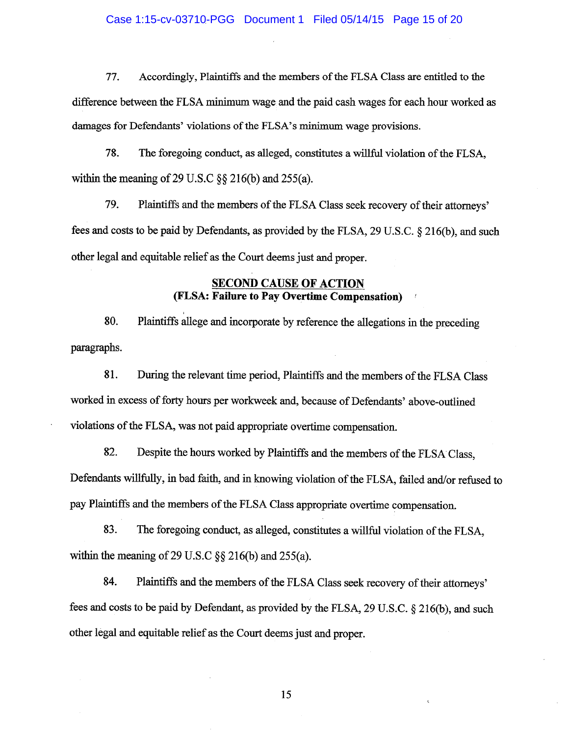77. Accordingly, Plaintiffs and the members of the FLSA Class are entitled to the difference between the FLSA minimum wage and the paid cash wages for each hour worked as damages for Defendants' violations of the FLSA's minimum wage provisions.

78. The foregoing conduct, as alleged, constitutes a willful violation of the FLSA, within the meaning of 29 U.S.C §§ 216(b) and 255(a).

79. Plaintiffs and the members of the FLSA Class seek recovery of their attorneys' fees and costs to be paid by Defendants, as provided by the FLSA, 29 U.S.C. § 216(b), and such other legal and equitable relief as the Court deems just and proper.

**SECOND CAUSE OF ACTION**
**(FLSA: Failure to Pay Overtime Compensation)**

80. Plaintiffs allege and incorporate by reference the allegations in the preceding paragraphs.

81. During the relevant time period, Plaintiffs and the members of the FLSA Class worked in excess of forty hours per workweek and, because of Defendants' above-outlined violations of the FLSA, was not paid appropriate overtime compensation.

82. Despite the hours worked by Plaintiffs and the members of the FLSA Class, Defendants willfully, in bad faith, and in knowing violation of the FLSA, failed and/or refused to pay Plaintiffs and the members of the FLSA Class appropriate overtime compensation.

83. The foregoing conduct, as alleged, constitutes a willful violation of the FLSA, within the meaning of 29 U.S.C §§ 216(b) and 255(a).

84. Plaintiffs and the members of the FLSA Class seek recovery of their attorneys' fees and costs to be paid by Defendant, as provided by the FLSA, 29 U.S.C. § 216(b), and such other legal and equitable relief as the Court deems just and proper.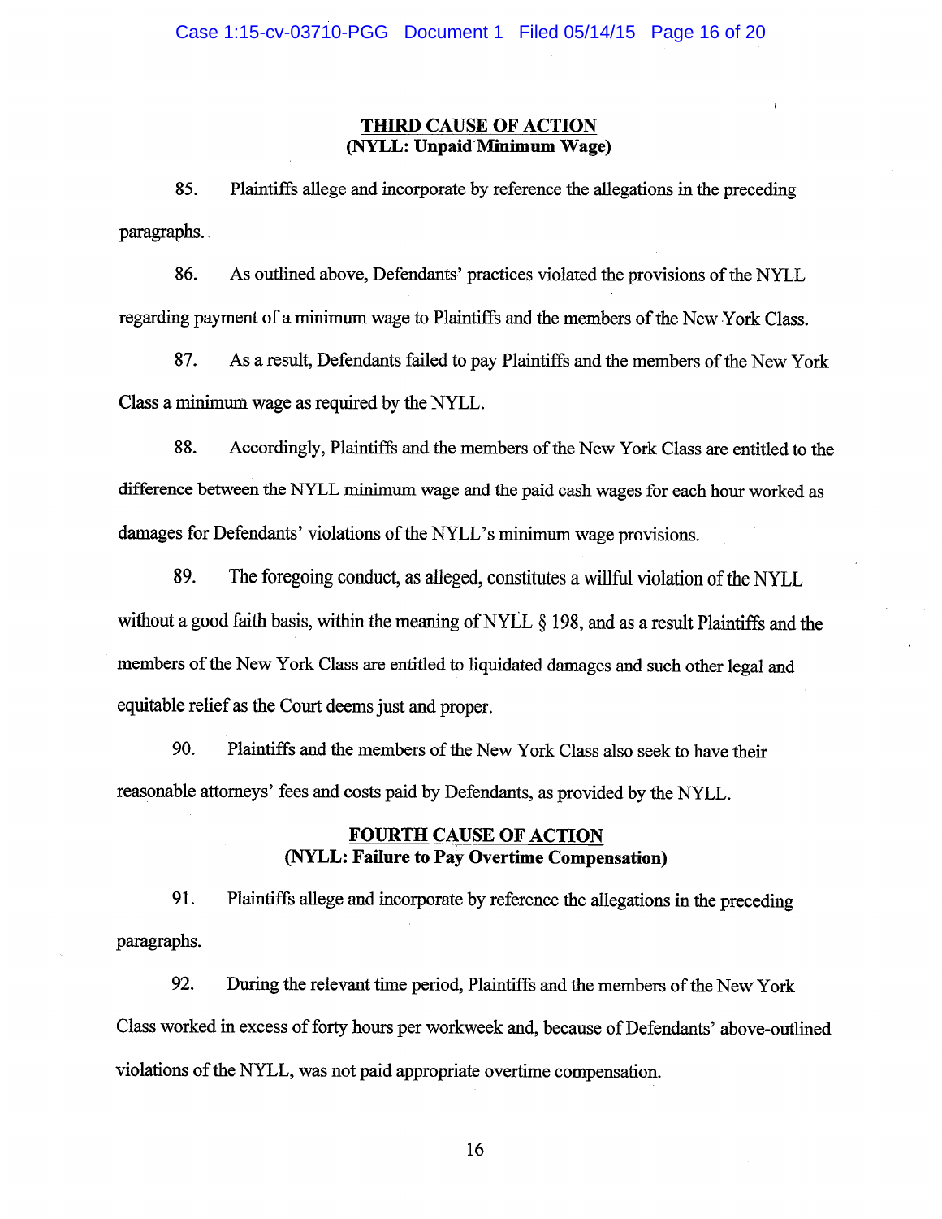## THIRD CAUSE OF ACTION
**(NYLL: Unpaid Minimum Wage)**

85. Plaintiffs allege and incorporate by reference the allegations in the preceding paragraphs.

86. As outlined above, Defendants' practices violated the provisions of the NYLL regarding payment of a minimum wage to Plaintiffs and the members of the New York Class.

87. As a result, Defendants failed to pay Plaintiffs and the members of the New York Class a minimum wage as required by the NYLL.

88. Accordingly, Plaintiffs and the members of the New York Class are entitled to the difference between the NYLL minimum wage and the paid cash wages for each hour worked as damages for Defendants' violations of the NYLL's minimum wage provisions.

89. The foregoing conduct, as alleged, constitutes a willful violation of the NYLL without a good faith basis, within the meaning of NYLL § 198, and as a result Plaintiffs and the members of the New York Class are entitled to liquidated damages and such other legal and equitable relief as the Court deems just and proper.

90. Plaintiffs and the members of the New York Class also seek to have their reasonable attorneys' fees and costs paid by Defendants, as provided by the NYLL.

## FOURTH CAUSE OF ACTION
**(NYLL: Failure to Pay Overtime Compensation)**

91. Plaintiffs allege and incorporate by reference the allegations in the preceding paragraphs.

92. During the relevant time period, Plaintiffs and the members of the New York Class worked in excess of forty hours per workweek and, because of Defendants' above-outlined violations of the NYLL, was not paid appropriate overtime compensation.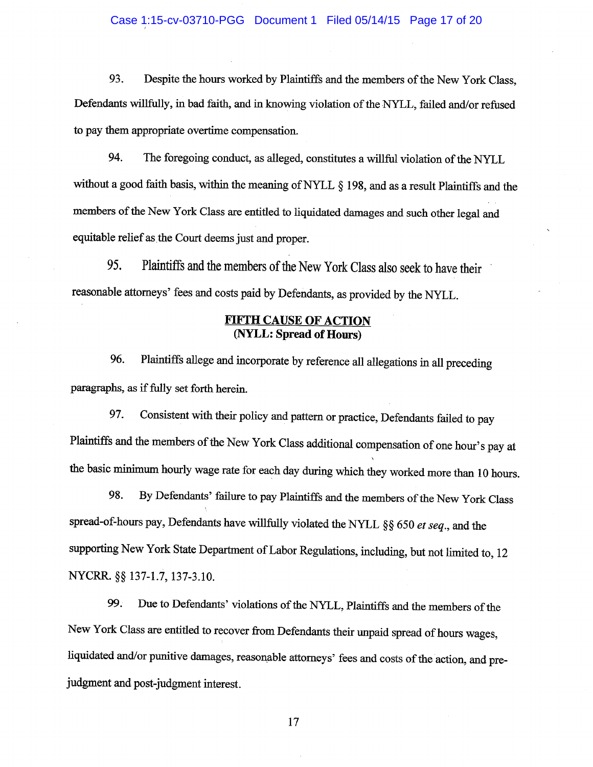93. Despite the hours worked by Plaintiffs and the members of the New York Class, Defendants willfully, in bad faith, and in knowing violation of the NYLL, failed and/or refused to pay them appropriate overtime compensation.

94. The foregoing conduct, as alleged, constitutes a willful violation of the NYLL without a good faith basis, within the meaning of NYLL § 198, and as a result Plaintiffs and the members of the New York Class are entitled to liquidated damages and such other legal and equitable relief as the Court deems just and proper.

95. Plaintiffs and the members of the New York Class also seek to have their reasonable attorneys' fees and costs paid by Defendants, as provided by the NYLL.

## FIFTH CAUSE OF ACTION
**(NYLL: Spread of Hours)**

96. Plaintiffs allege and incorporate by reference all allegations in all preceding paragraphs, as if fully set forth herein.

97. Consistent with their policy and pattern or practice, Defendants failed to pay Plaintiffs and the members of the New York Class additional compensation of one hour's pay at the basic minimum hourly wage rate for each day during which they worked more than 10 hours.

98. By Defendants' failure to pay Plaintiffs and the members of the New York Class spread-of-hours pay, Defendants have willfully violated the NYLL §§ 650 *et seq*., and the supporting New York State Department of Labor Regulations, including, but not limited to, 12 NYCRR. §§ 137-1.7, 137-3.10.

99. Due to Defendants' violations of the NYLL, Plaintiffs and the members of the New York Class are entitled to recover from Defendants their unpaid spread of hours wages, liquidated and/or punitive damages, reasonable attorneys' fees and costs of the action, and pre-judgment and post-judgment interest.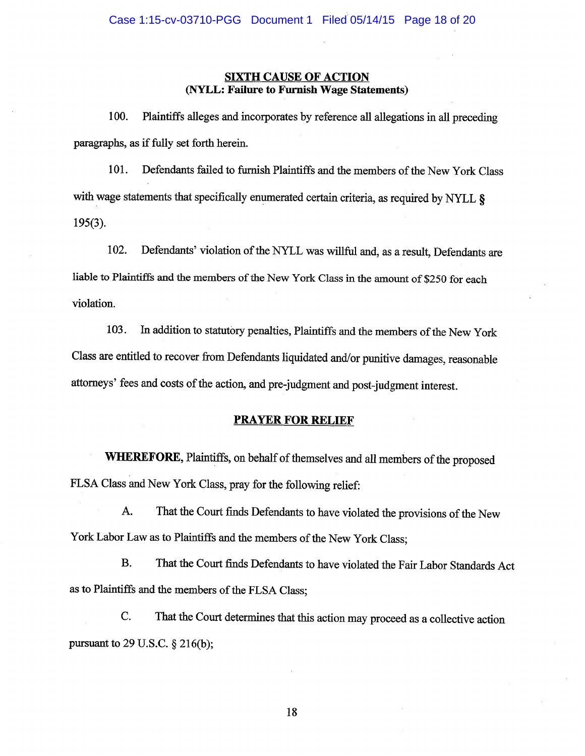**SIXTH CAUSE OF ACTION**
**(NYLL: Failure to Furnish Wage Statements)**

100. Plaintiffs alleges and incorporates by reference all allegations in all preceding paragraphs, as if fully set forth herein.

101. Defendants failed to furnish Plaintiffs and the members of the New York Class with wage statements that specifically enumerated certain criteria, as required by NYLL § 195(3).

102. Defendants' violation of the NYLL was willful and, as a result, Defendants are liable to Plaintiffs and the members of the New York Class in the amount of $250 for each violation.

103. In addition to statutory penalties, Plaintiffs and the members of the New York Class are entitled to recover from Defendants liquidated and/or punitive damages, reasonable attorneys' fees and costs of the action, and pre-judgment and post-judgment interest.

**PRAYER FOR RELIEF**

**WHEREFORE,** Plaintiffs, on behalf of themselves and all members of the proposed FLSA Class and New York Class, pray for the following relief:

A. That the Court finds Defendants to have violated the provisions of the New York Labor Law as to Plaintiffs and the members of the New York Class;

B. That the Court finds Defendants to have violated the Fair Labor Standards Act as to Plaintiffs and the members of the FLSA Class;

C. That the Court determines that this action may proceed as a collective action pursuant to 29 U.S.C. § 216(b);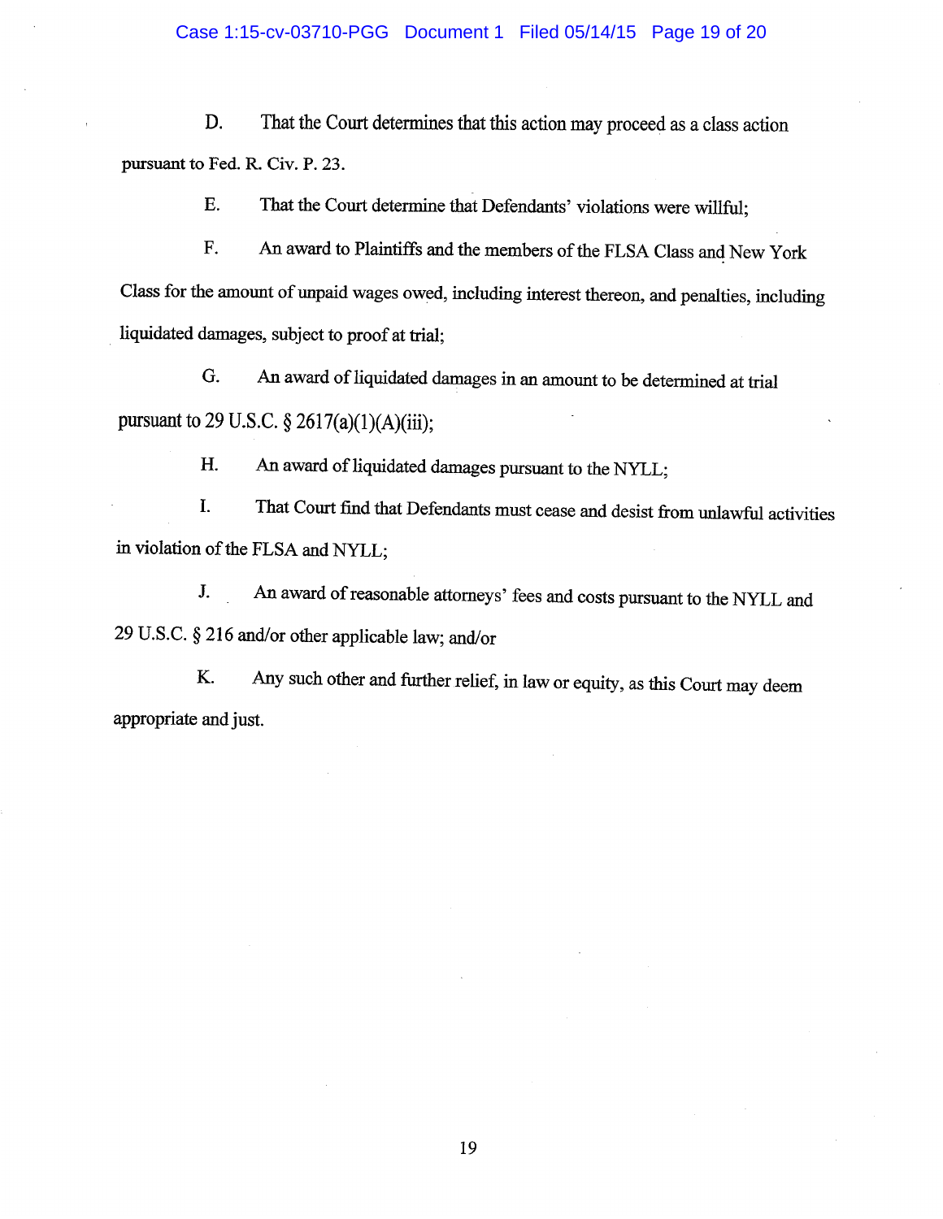D. That the Court determines that this action may proceed as a class action pursuant to Fed. R. Civ. P. 23.

E. That the Court determine that Defendants' violations were willful;

F. An award to Plaintiffs and the members of the FLSA Class and New York Class for the amount of unpaid wages owed, including interest thereon, and penalties, including liquidated damages, subject to proof at trial;

G. An award of liquidated damages in an amount to be determined at trial pursuant to 29 U.S.C. § 2617(a)(1)(A)(iii);

H. An award of liquidated damages pursuant to the NYLL;

I. That Court find that Defendants must cease and desist from unlawful activities in violation of the FLSA and NYLL;

J. An award of reasonable attorneys' fees and costs pursuant to the NYLL and 29 U.S.C. § 216 and/or other applicable law; and/or

K. Any such other and further relief, in law or equity, as this Court may deem appropriate and just.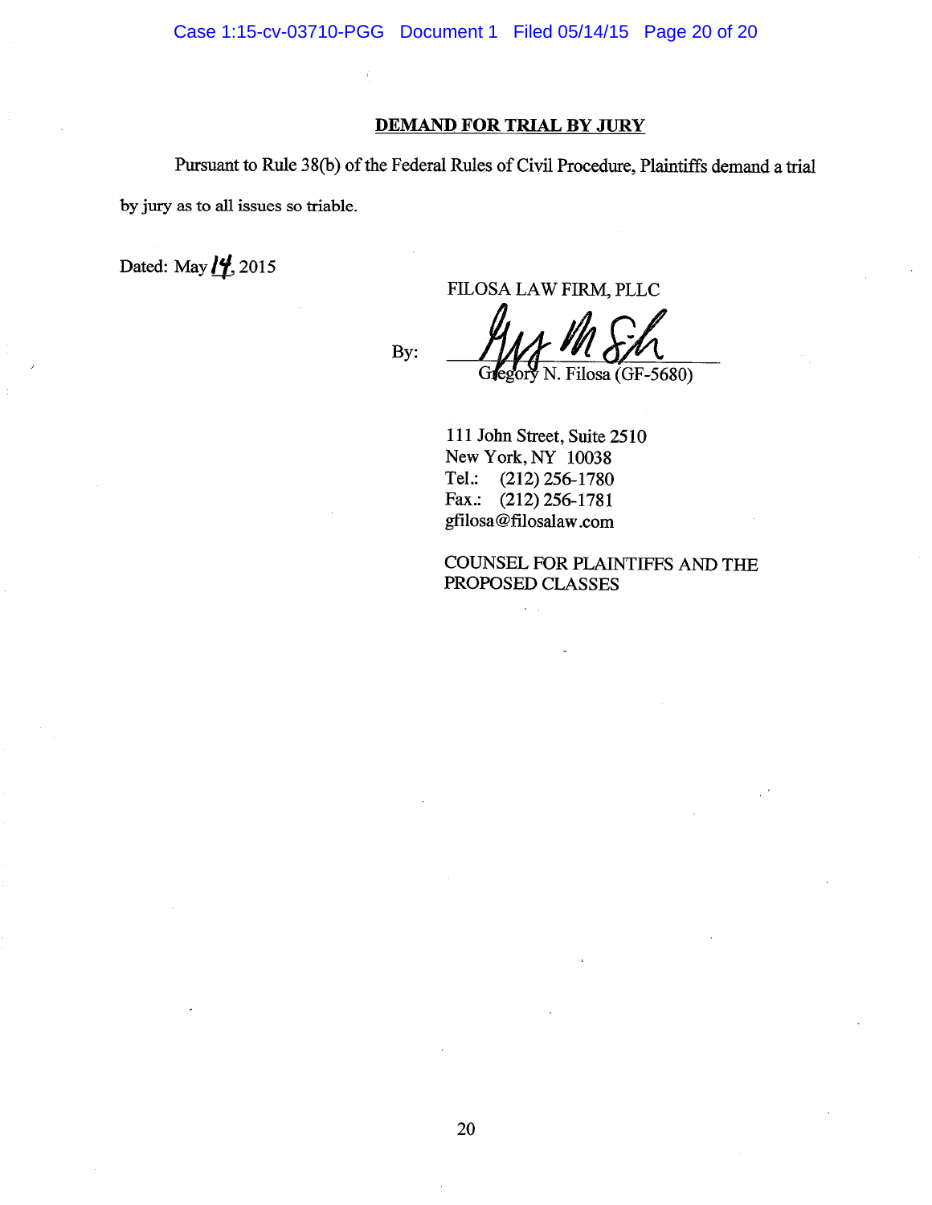**DEMAND FOR TRIAL BY JURY**

Pursuant to Rule 38(b) of the Federal Rules of Civil Procedure, Plaintiffs demand a trial by jury as to all issues so triable.

Dated: May 14, 2015

FILOSA LAW FIRM, PLLC

By: ______________________________
Gregory N. Filosa (GF-5680)

111 John Street, Suite 2510
New York, NY 10038
Tel.: (212) 256-1780
Fax.: (212) 256-1781
gfilosa@filosalaw.com

COUNSEL FOR PLAINTIFFS AND THE PROPOSED CLASSES